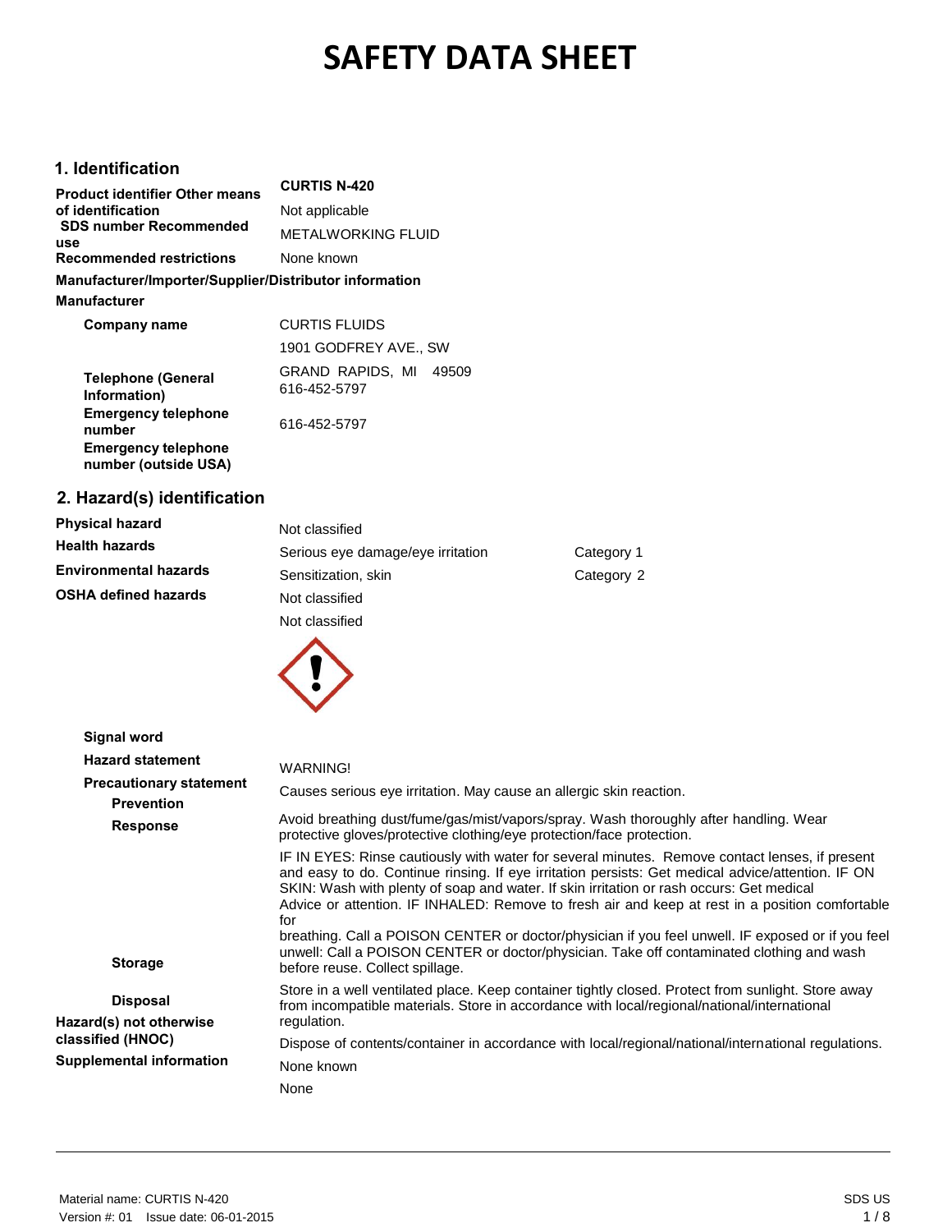# SAFETY DATA SHEET

## 1. Identification

| | |
|---|---|
| **Product identifier** | **CURTIS N-420** |
| **Other means of identification** | Not applicable |
| **SDS number** | |
| **Recommended use** | METALWORKING FLUID |
| **Recommended restrictions** | None known |

**Manufacturer/Importer/Supplier/Distributor information**

**Manufacturer**

| | |
|---|---|
| **Company name** | CURTIS FLUIDS<br>1901 GODFREY AVE., SW<br>GRAND RAPIDS, MI 49509 |
| **Telephone (General Information)** | 616-452-5797 |
| **Emergency telephone number** | 616-452-5797 |
| **Emergency telephone number (outside USA)** | |

## 2. Hazard(s) identification

| | | |
|---|---|---|
| **Physical hazard** | Not classified | |
| **Health hazards** | Serious eye damage/eye irritation | Category 1 |
| | Sensitization, skin | Category 2 |
| **Environmental hazards** | Not classified | |
| **OSHA defined hazards** | Not classified | |

**Signal word** WARNING!

**Hazard statement** Causes serious eye irritation. May cause an allergic skin reaction.

**Precautionary statement**

**Prevention** Avoid breathing dust/fume/gas/mist/vapors/spray. Wash thoroughly after handling. Wear protective gloves/protective clothing/eye protection/face protection.

**Response** IF IN EYES: Rinse cautiously with water for several minutes. Remove contact lenses, if present and easy to do. Continue rinsing. If eye irritation persists: Get medical advice/attention. IF ON SKIN: Wash with plenty of soap and water. If skin irritation or rash occurs: Get medical Advice or attention. IF INHALED: Remove to fresh air and keep at rest in a position comfortable for breathing. Call a POISON CENTER or doctor/physician if you feel unwell. IF exposed or if you feel unwell: Call a POISON CENTER or doctor/physician. Take off contaminated clothing and wash before reuse. Collect spillage.

**Storage** Store in a well ventilated place. Keep container tightly closed. Protect from sunlight. Store away from incompatible materials. Store in accordance with local/regional/national/international regulation.

**Disposal** Dispose of contents/container in accordance with local/regional/national/international regulations.

**Hazard(s) not otherwise classified (HNOC)** None known

**Supplemental information** None

Material name: CURTIS N-420
Version #: 01 Issue date: 06-01-2015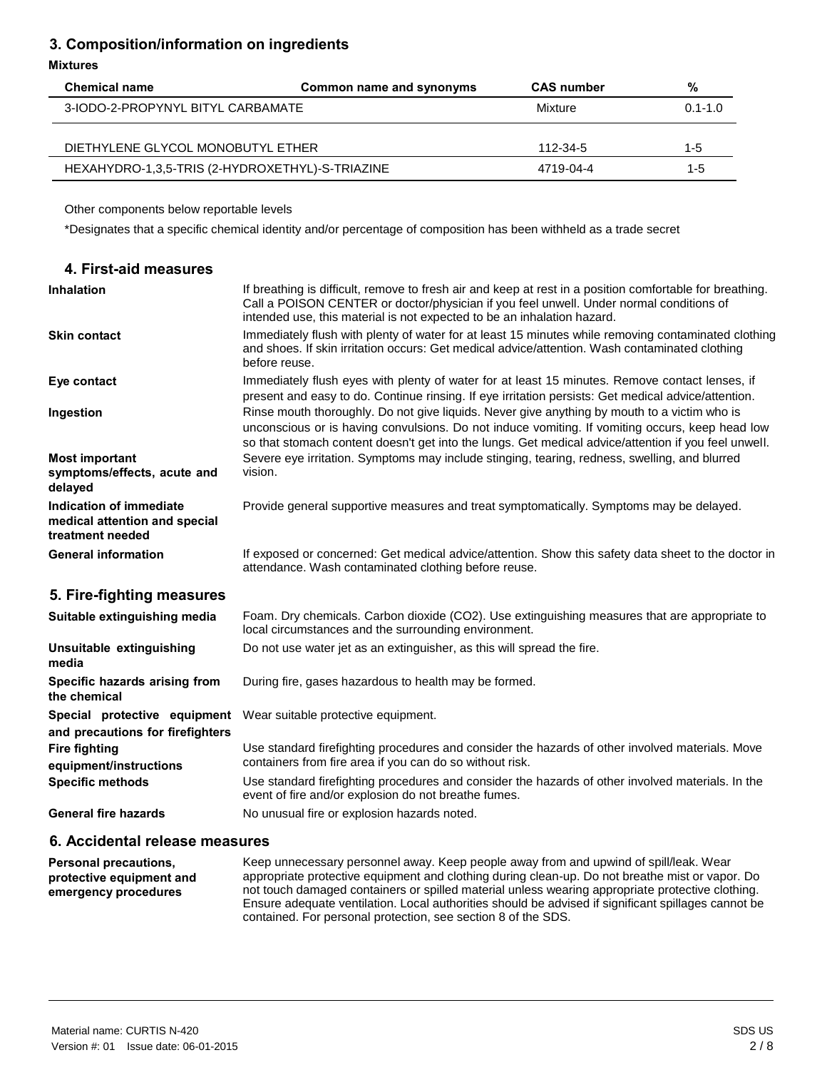## 3. Composition/information on ingredients

**Mixtures**

| Chemical name | Common name and synonyms | CAS number | % |
|---|---|---|---|
| 3-IODO-2-PROPYNYL BITYL CARBAMATE | | Mixture | 0.1-1.0 |
| DIETHYLENE GLYCOL MONOBUTYL ETHER | | 112-34-5 | 1-5 |
| HEXAHYDRO-1,3,5-TRIS (2-HYDROXETHYL)-S-TRIAZINE | | 4719-04-4 | 1-5 |

Other components below reportable levels

*Designates that a specific chemical identity and/or percentage of composition has been withheld as a trade secret

## 4. First-aid measures

**Inhalation**
If breathing is difficult, remove to fresh air and keep at rest in a position comfortable for breathing. Call a POISON CENTER or doctor/physician if you feel unwell. Under normal conditions of intended use, this material is not expected to be an inhalation hazard.

**Skin contact**
Immediately flush with plenty of water for at least 15 minutes while removing contaminated clothing and shoes. If skin irritation occurs: Get medical advice/attention. Wash contaminated clothing before reuse.

**Eye contact**
Immediately flush eyes with plenty of water for at least 15 minutes. Remove contact lenses, if present and easy to do. Continue rinsing. If eye irritation persists: Get medical advice/attention.

**Ingestion**
Rinse mouth thoroughly. Do not give liquids. Never give anything by mouth to a victim who is unconscious or is having convulsions. Do not induce vomiting. If vomiting occurs, keep head low so that stomach content doesn't get into the lungs. Get medical advice/attention if you feel unwell.

**Most important symptoms/effects, acute and delayed**
Severe eye irritation. Symptoms may include stinging, tearing, redness, swelling, and blurred vision.

**Indication of immediate medical attention and special treatment needed**
Provide general supportive measures and treat symptomatically. Symptoms may be delayed.

**General information**
If exposed or concerned: Get medical advice/attention. Show this safety data sheet to the doctor in attendance. Wash contaminated clothing before reuse.

## 5. Fire-fighting measures

**Suitable extinguishing media**
Foam. Dry chemicals. Carbon dioxide ($CO_2$). Use extinguishing measures that are appropriate to local circumstances and the surrounding environment.

**Unsuitable extinguishing media**
Do not use water jet as an extinguisher, as this will spread the fire.

**Specific hazards arising from the chemical**
During fire, gases hazardous to health may be formed.

**Special protective equipment and precautions for firefighters**
Wear suitable protective equipment.

**Fire fighting equipment/instructions**
Use standard firefighting procedures and consider the hazards of other involved materials. Move containers from fire area if you can do so without risk.

**Specific methods**
Use standard firefighting procedures and consider the hazards of other involved materials. In the event of fire and/or explosion do not breathe fumes.

**General fire hazards**
No unusual fire or explosion hazards noted.

## 6. Accidental release measures

**Personal precautions, protective equipment and emergency procedures**
Keep unnecessary personnel away. Keep people away from and upwind of spill/leak. Wear appropriate protective equipment and clothing during clean-up. Do not breathe mist or vapor. Do not touch damaged containers or spilled material unless wearing appropriate protective clothing. Ensure adequate ventilation. Local authorities should be advised if significant spillages cannot be contained. For personal protection, see section 8 of the SDS.

Material name: CURTIS N-420
Version #: 01 Issue date: 06-01-2015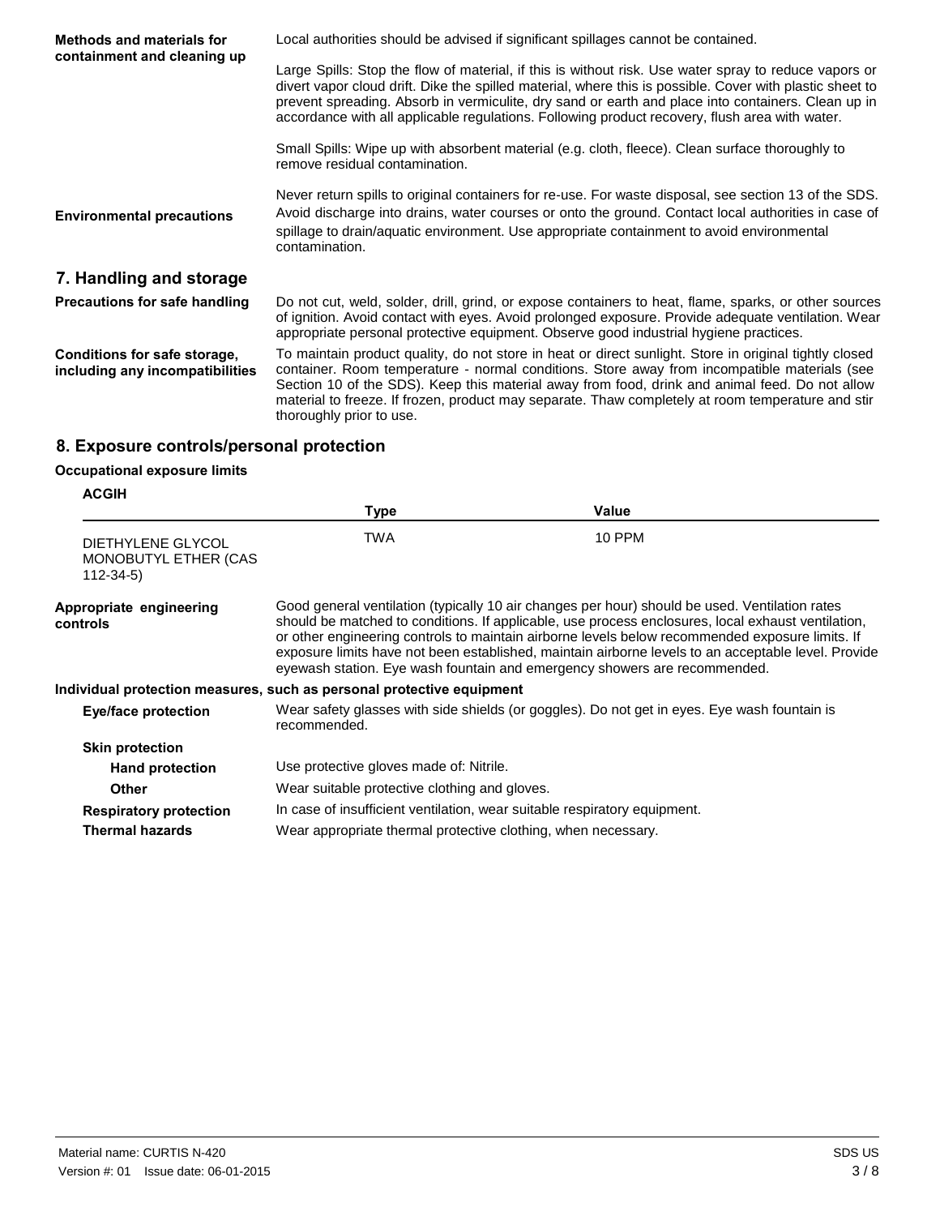**Methods and materials for containment and cleaning up**

Local authorities should be advised if significant spillages cannot be contained.

Large Spills: Stop the flow of material, if this is without risk. Use water spray to reduce vapors or divert vapor cloud drift. Dike the spilled material, where this is possible. Cover with plastic sheet to prevent spreading. Absorb in vermiculite, dry sand or earth and place into containers. Clean up in accordance with all applicable regulations. Following product recovery, flush area with water.

Small Spills: Wipe up with absorbent material (e.g. cloth, fleece). Clean surface thoroughly to remove residual contamination.

Never return spills to original containers for re-use. For waste disposal, see section 13 of the SDS.

**Environmental precautions**

Avoid discharge into drains, water courses or onto the ground. Contact local authorities in case of spillage to drain/aquatic environment. Use appropriate containment to avoid environmental contamination.

## 7. Handling and storage

**Precautions for safe handling**

Do not cut, weld, solder, drill, grind, or expose containers to heat, flame, sparks, or other sources of ignition. Avoid contact with eyes. Avoid prolonged exposure. Provide adequate ventilation. Wear appropriate personal protective equipment. Observe good industrial hygiene practices.

**Conditions for safe storage, including any incompatibilities**

To maintain product quality, do not store in heat or direct sunlight. Store in original tightly closed container. Room temperature - normal conditions. Store away from incompatible materials (see Section 10 of the SDS). Keep this material away from food, drink and animal feed. Do not allow material to freeze. If frozen, product may separate. Thaw completely at room temperature and stir thoroughly prior to use.

## 8. Exposure controls/personal protection

**Occupational exposure limits**

**ACGIH**

| | Type | Value |
|---|---|---|
| DIETHYLENE GLYCOL MONOBUTYL ETHER (CAS 112-34-5) | TWA | 10 PPM |

**Appropriate engineering controls**

Good general ventilation (typically 10 air changes per hour) should be used. Ventilation rates should be matched to conditions. If applicable, use process enclosures, local exhaust ventilation, or other engineering controls to maintain airborne levels below recommended exposure limits. If exposure limits have not been established, maintain airborne levels to an acceptable level. Provide eyewash station. Eye wash fountain and emergency showers are recommended.

**Individual protection measures, such as personal protective equipment**

**Eye/face protection**

Wear safety glasses with side shields (or goggles). Do not get in eyes. Eye wash fountain is recommended.

**Skin protection**

**Hand protection**

Use protective gloves made of: Nitrile.

**Other**

Wear suitable protective clothing and gloves.

**Respiratory protection**

In case of insufficient ventilation, wear suitable respiratory equipment.

**Thermal hazards**

Wear appropriate thermal protective clothing, when necessary.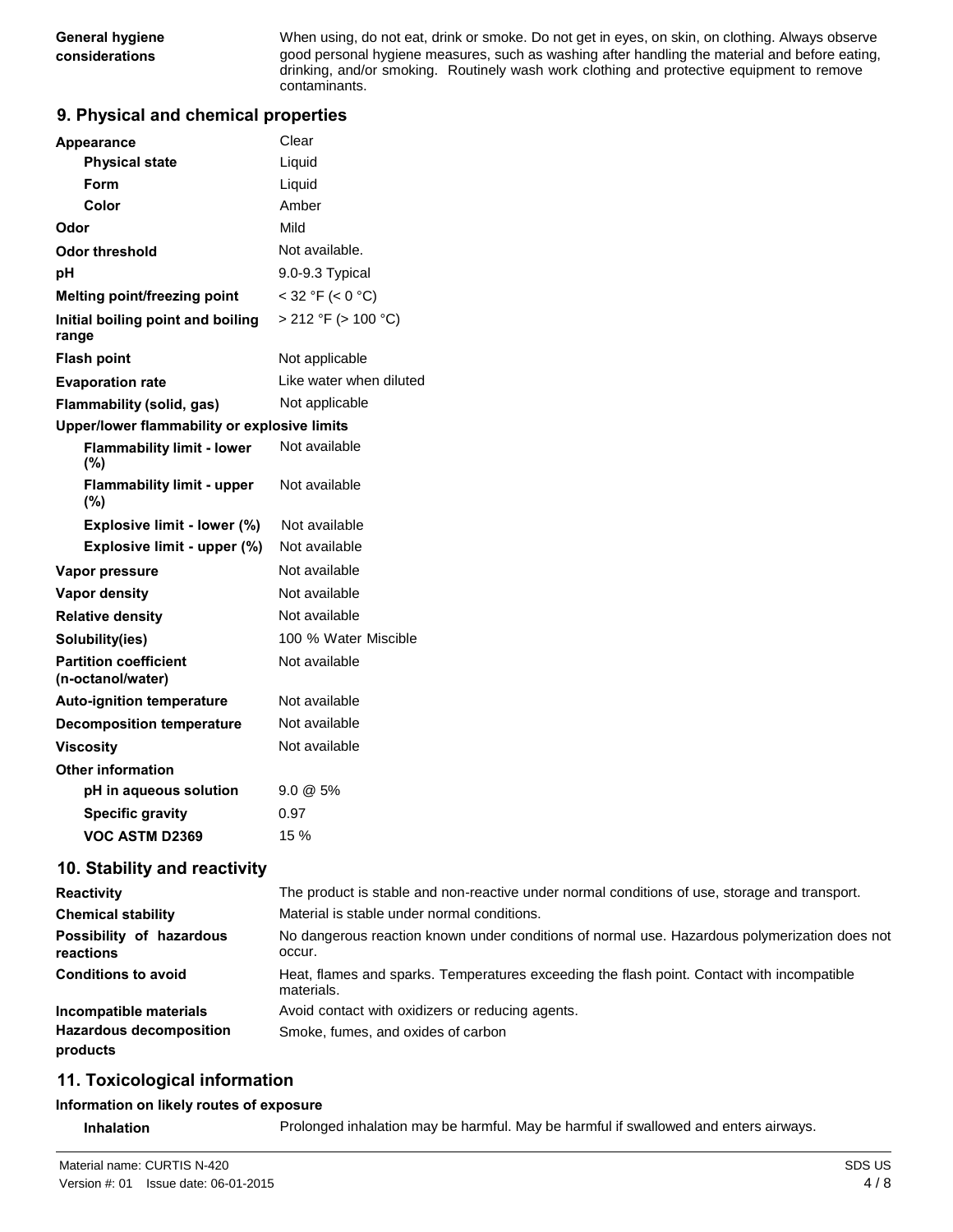| | |
|---|---|
| **General hygiene considerations** | When using, do not eat, drink or smoke. Do not get in eyes, on skin, on clothing. Always observe good personal hygiene measures, such as washing after handling the material and before eating, drinking, and/or smoking. Routinely wash work clothing and protective equipment to remove contaminants. |

## 9. Physical and chemical properties

| | |
|---|---|
| **Appearance** | Clear |
| **Physical state** | Liquid |
| **Form** | Liquid |
| **Color** | Amber |
| **Odor** | Mild |
| **Odor threshold** | Not available. |
| **pH** | 9.0-9.3 Typical |
| **Melting point/freezing point** | < 32 °F (< 0 °C) |
| **Initial boiling point and boiling range** | > 212 °F (> 100 °C) |
| **Flash point** | Not applicable |
| **Evaporation rate** | Like water when diluted |
| **Flammability (solid, gas)** | Not applicable |
| **Upper/lower flammability or explosive limits** | |
| **Flammability limit - lower (%)** | Not available |
| **Flammability limit - upper (%)** | Not available |
| **Explosive limit - lower (%)** | Not available |
| **Explosive limit - upper (%)** | Not available |
| **Vapor pressure** | Not available |
| **Vapor density** | Not available |
| **Relative density** | Not available |
| **Solubility(ies)** | 100 % Water Miscible |
| **Partition coefficient (n-octanol/water)** | Not available |
| **Auto-ignition temperature** | Not available |
| **Decomposition temperature** | Not available |
| **Viscosity** | Not available |
| **Other information** | |
| **pH in aqueous solution** | 9.0 @ 5% |
| **Specific gravity** | 0.97 |
| **VOC ASTM D2369** | 15 % |

## 10. Stability and reactivity

| | |
|---|---|
| **Reactivity** | The product is stable and non-reactive under normal conditions of use, storage and transport. |
| **Chemical stability** | Material is stable under normal conditions. |
| **Possibility of hazardous reactions** | No dangerous reaction known under conditions of normal use. Hazardous polymerization does not occur. |
| **Conditions to avoid** | Heat, flames and sparks. Temperatures exceeding the flash point. Contact with incompatible materials. |
| **Incompatible materials** | Avoid contact with oxidizers or reducing agents. |
| **Hazardous decomposition products** | Smoke, fumes, and oxides of carbon |

## 11. Toxicological information

**Information on likely routes of exposure**

| | |
|---|---|
| **Inhalation** | Prolonged inhalation may be harmful. May be harmful if swallowed and enters airways. |

Material name: CURTIS N-420

Version #: 01 Issue date: 06-01-2015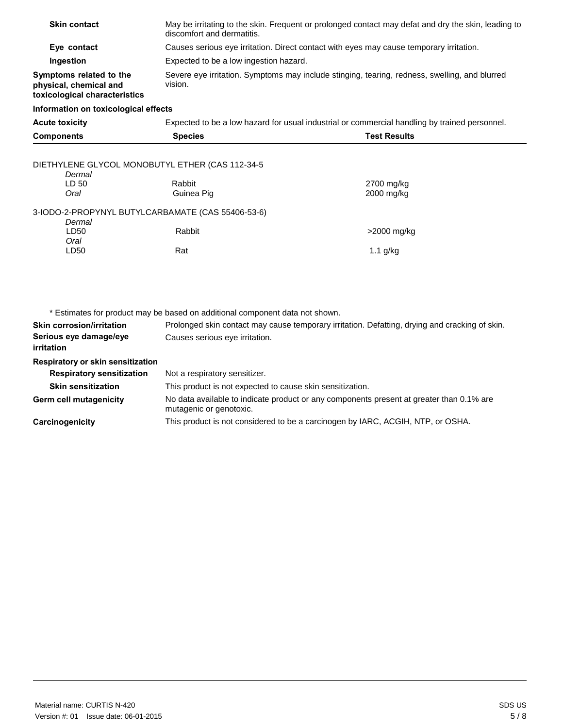**Skin contact** May be irritating to the skin. Frequent or prolonged contact may defat and dry the skin, leading to discomfort and dermatitis.

**Eye contact** Causes serious eye irritation. Direct contact with eyes may cause temporary irritation.

**Ingestion** Expected to be a low ingestion hazard.

**Symptoms related to the physical, chemical and toxicological characteristics** Severe eye irritation. Symptoms may include stinging, tearing, redness, swelling, and blurred vision.

**Information on toxicological effects**

**Acute toxicity** Expected to be a low hazard for usual industrial or commercial handling by trained personnel.

| Components | Species | Test Results |
|---|---|---|
| DIETHYLENE GLYCOL MONOBUTYL ETHER (CAS 112-34-5 | | |
| *Dermal* | | |
| LD 50 | Rabbit | 2700 mg/kg |
| *Oral* | Guinea Pig | 2000 mg/kg |
| 3-IODO-2-PROPYNYL BUTYLCARBAMATE (CAS 55406-53-6) | | |
| *Dermal* | | |
| LD50 | Rabbit | >2000 mg/kg |
| *Oral* | | |
| LD50 | Rat | 1.1 g/kg |

\* Estimates for product may be based on additional component data not shown.

**Skin corrosion/irritation** Prolonged skin contact may cause temporary irritation. Defatting, drying and cracking of skin.

**Serious eye damage/eye irritation** Causes serious eye irritation.

**Respiratory or skin sensitization**

**Respiratory sensitization** Not a respiratory sensitizer.

**Skin sensitization** This product is not expected to cause skin sensitization.

**Germ cell mutagenicity** No data available to indicate product or any components present at greater than 0.1% are mutagenic or genotoxic.

**Carcinogenicity** This product is not considered to be a carcinogen by IARC, ACGIH, NTP, or OSHA.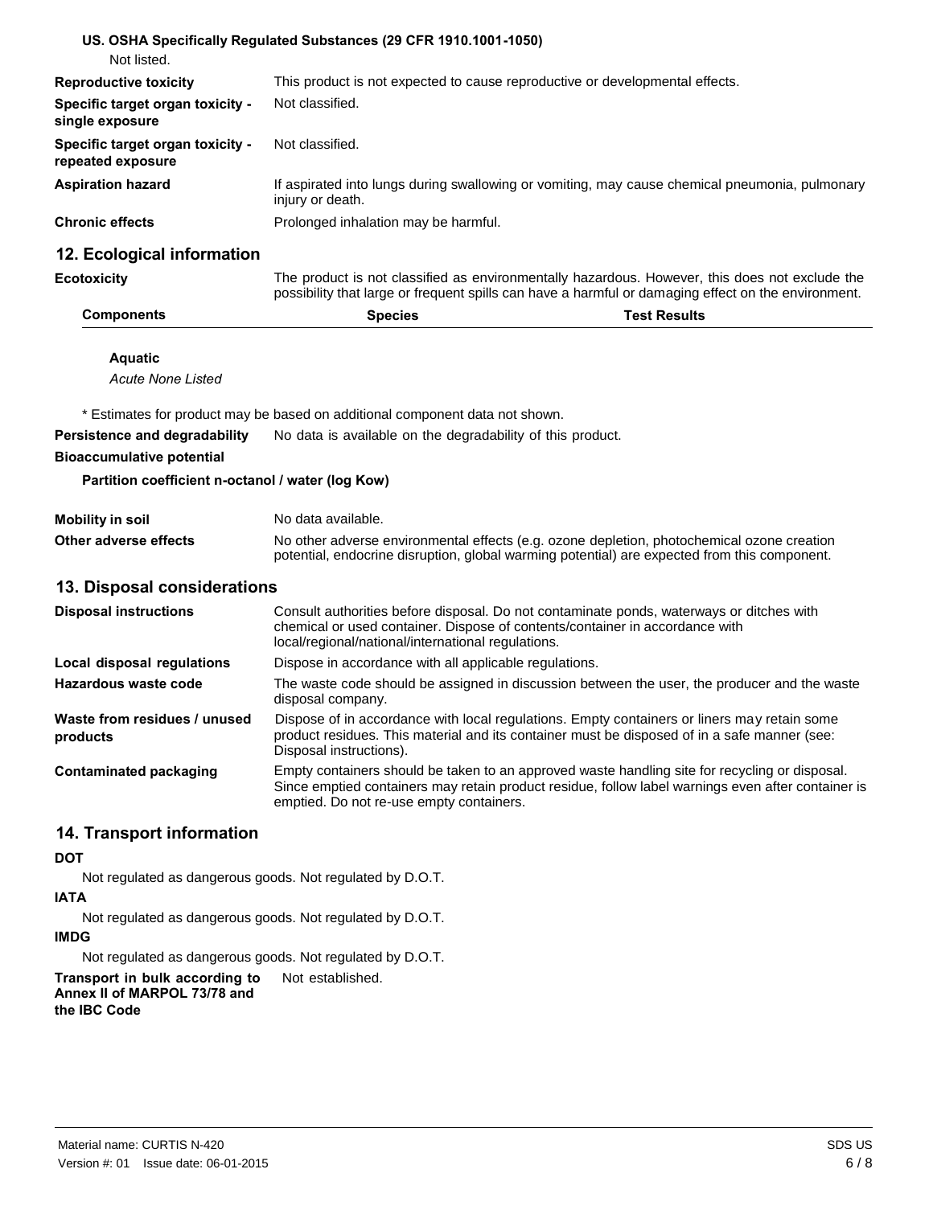**US. OSHA Specifically Regulated Substances (29 CFR 1910.1001-1050)**

Not listed.

| | |
|---|---|
| **Reproductive toxicity** | This product is not expected to cause reproductive or developmental effects. |
| **Specific target organ toxicity - single exposure** | Not classified. |
| **Specific target organ toxicity - repeated exposure** | Not classified. |
| **Aspiration hazard** | If aspirated into lungs during swallowing or vomiting, may cause chemical pneumonia, pulmonary injury or death. |
| **Chronic effects** | Prolonged inhalation may be harmful. |

## 12. Ecological information

**Ecotoxicity** The product is not classified as environmentally hazardous. However, this does not exclude the possibility that large or frequent spills can have a harmful or damaging effect on the environment.

| Components | Species | Test Results |
|---|---|---|
| **Aquatic** | | |
| *Acute None Listed* | | |

\* Estimates for product may be based on additional component data not shown.

**Persistence and degradability** No data is available on the degradability of this product.

**Bioaccumulative potential**

**Partition coefficient n-octanol / water (log Kow)**

| | |
|---|---|
| **Mobility in soil** | No data available. |
| **Other adverse effects** | No other adverse environmental effects (e.g. ozone depletion, photochemical ozone creation potential, endocrine disruption, global warming potential) are expected from this component. |

## 13. Disposal considerations

| | |
|---|---|
| **Disposal instructions** | Consult authorities before disposal. Do not contaminate ponds, waterways or ditches with chemical or used container. Dispose of contents/container in accordance with local/regional/national/international regulations. |
| **Local disposal regulations** | Dispose in accordance with all applicable regulations. |
| **Hazardous waste code** | The waste code should be assigned in discussion between the user, the producer and the waste disposal company. |
| **Waste from residues / unused products** | Dispose of in accordance with local regulations. Empty containers or liners may retain some product residues. This material and its container must be disposed of in a safe manner (see: Disposal instructions). |
| **Contaminated packaging** | Empty containers should be taken to an approved waste handling site for recycling or disposal. Since emptied containers may retain product residue, follow label warnings even after container is emptied. Do not re-use empty containers. |

## 14. Transport information

**DOT**

Not regulated as dangerous goods. Not regulated by D.O.T.

**IATA**

Not regulated as dangerous goods. Not regulated by D.O.T.

**IMDG**

Not regulated as dangerous goods. Not regulated by D.O.T.

**Transport in bulk according to Annex II of MARPOL 73/78 and the IBC Code** Not established.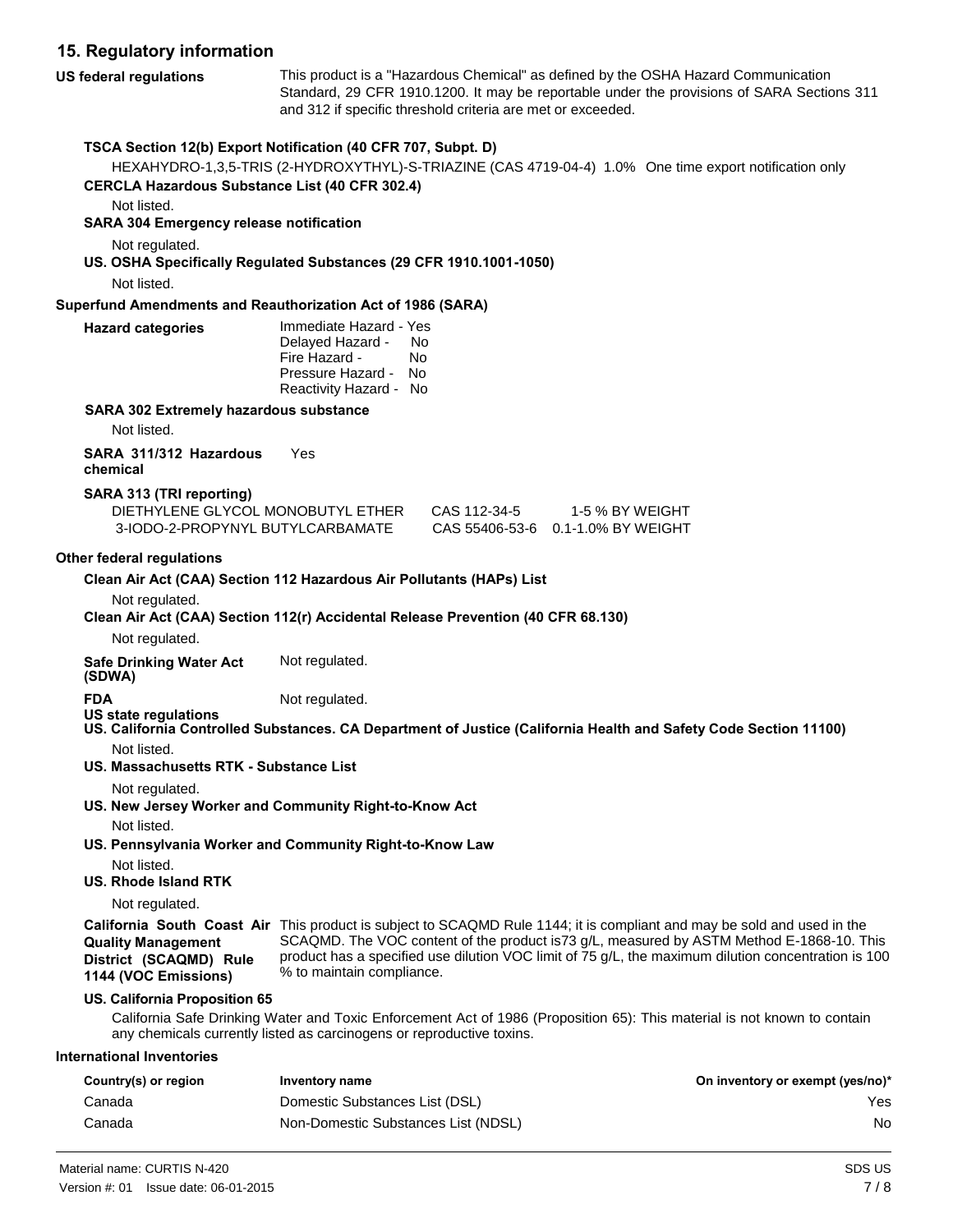## 15. Regulatory information

**US federal regulations** This product is a "Hazardous Chemical" as defined by the OSHA Hazard Communication Standard, 29 CFR 1910.1200. It may be reportable under the provisions of SARA Sections 311 and 312 if specific threshold criteria are met or exceeded.

**TSCA Section 12(b) Export Notification (40 CFR 707, Subpt. D)**

HEXAHYDRO-1,3,5-TRIS (2-HYDROXYTHYL)-S-TRIAZINE (CAS 4719-04-4) 1.0% One time export notification only

**CERCLA Hazardous Substance List (40 CFR 302.4)**

Not listed.

**SARA 304 Emergency release notification**

Not regulated.

**US. OSHA Specifically Regulated Substances (29 CFR 1910.1001-1050)**

Not listed.

**Superfund Amendments and Reauthorization Act of 1986 (SARA)**

**Hazard categories**
Immediate Hazard - Yes
Delayed Hazard - No
Fire Hazard - No
Pressure Hazard - No
Reactivity Hazard - No

**SARA 302 Extremely hazardous substance**

Not listed.

**SARA 311/312 Hazardous chemical** Yes

**SARA 313 (TRI reporting)**

| | | |
|---|---|---|
| DIETHYLENE GLYCOL MONOBUTYL ETHER | CAS 112-34-5 | 1-5 % BY WEIGHT |
| 3-IODO-2-PROPYNYL BUTYLCARBAMATE | CAS 55406-53-6 | 0.1-1.0% BY WEIGHT |

**Other federal regulations**

**Clean Air Act (CAA) Section 112 Hazardous Air Pollutants (HAPs) List**

Not regulated.

**Clean Air Act (CAA) Section 112(r) Accidental Release Prevention (40 CFR 68.130)**

Not regulated.

**Safe Drinking Water Act (SDWA)** Not regulated.

**FDA** Not regulated.

**US state regulations**

**US. California Controlled Substances. CA Department of Justice (California Health and Safety Code Section 11100)**

Not listed.

**US. Massachusetts RTK - Substance List**

Not regulated.

**US. New Jersey Worker and Community Right-to-Know Act**

Not listed.

**US. Pennsylvania Worker and Community Right-to-Know Law**

Not listed.

**US. Rhode Island RTK**

Not regulated.

**California South Coast Air Quality Management District (SCAQMD) Rule 1144 (VOC Emissions)** This product is subject to SCAQMD Rule 1144; it is compliant and may be sold and used in the SCAQMD. The VOC content of the product is73 g/L, measured by ASTM Method E-1868-10. This product has a specified use dilution VOC limit of 75 g/L, the maximum dilution concentration is 100 % to maintain compliance.

**US. California Proposition 65**

California Safe Drinking Water and Toxic Enforcement Act of 1986 (Proposition 65): This material is not known to contain any chemicals currently listed as carcinogens or reproductive toxins.

**International Inventories**

| Country(s) or region | Inventory name | On inventory or exempt (yes/no)* |
|---|---|---|
| Canada | Domestic Substances List (DSL) | Yes |
| Canada | Non-Domestic Substances List (NDSL) | No |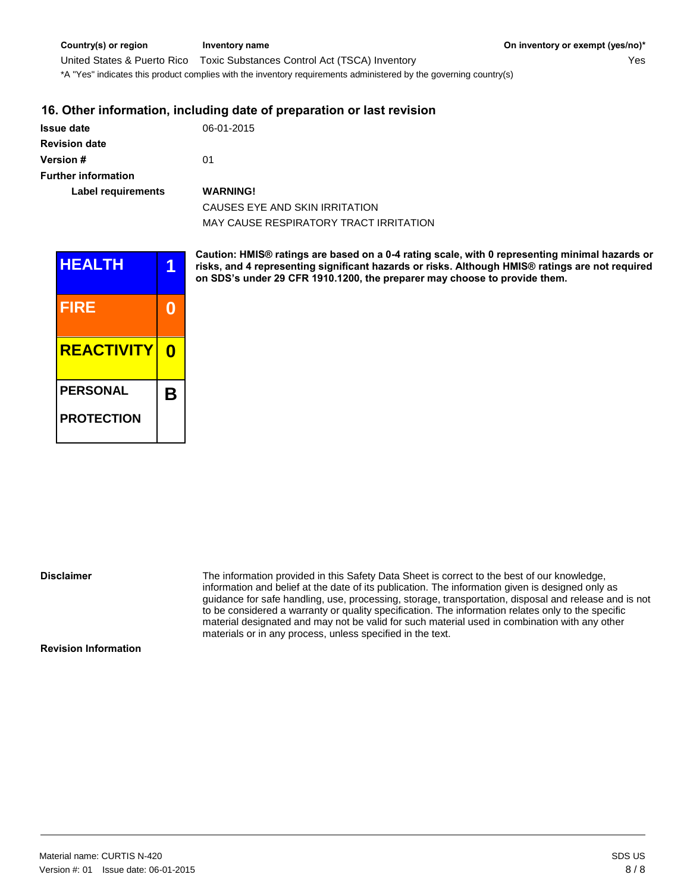| Country(s) or region | Inventory name | On inventory or exempt (yes/no)* |
|---|---|---|
| United States & Puerto Rico | Toxic Substances Control Act (TSCA) Inventory | Yes |

*A "Yes" indicates this product complies with the inventory requirements administered by the governing country(s)

## 16. Other information, including date of preparation or last revision

**Issue date** 06-01-2015

**Revision date**

**Version #** 01

**Further information**

**Label requirements**

**WARNING!**

CAUSES EYE AND SKIN IRRITATION

MAY CAUSE RESPIRATORY TRACT IRRITATION

| | |
|---|---|
| HEALTH | 1 |
| FIRE | 0 |
| REACTIVITY | 0 |
| PERSONAL PROTECTION | B |

**Caution: HMIS® ratings are based on a 0-4 rating scale, with 0 representing minimal hazards or risks, and 4 representing significant hazards or risks. Although HMIS® ratings are not required on SDS's under 29 CFR 1910.1200, the preparer may choose to provide them.**

**Disclaimer**

The information provided in this Safety Data Sheet is correct to the best of our knowledge, information and belief at the date of its publication. The information given is designed only as guidance for safe handling, use, processing, storage, transportation, disposal and release and is not to be considered a warranty or quality specification. The information relates only to the specific material designated and may not be valid for such material used in combination with any other materials or in any process, unless specified in the text.

**Revision Information**